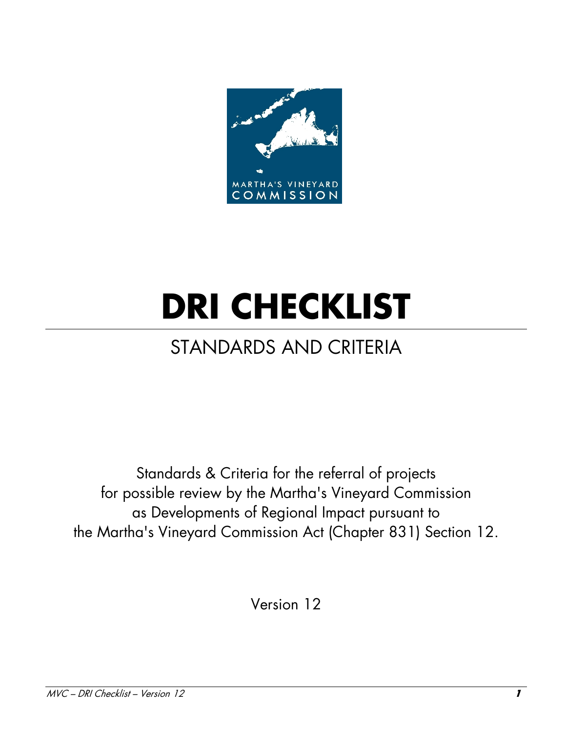MARTHA'S VINEYARD COMMISSION

# DRI CHECKLIST

## STANDARDS AND CRITERIA

Standards & Criteria for the referral of projects for possible review by the Martha's Vineyard Commission as Developments of Regional Impact pursuant to the Martha's Vineyard Commission Act (Chapter 831) Section 12.

Version 12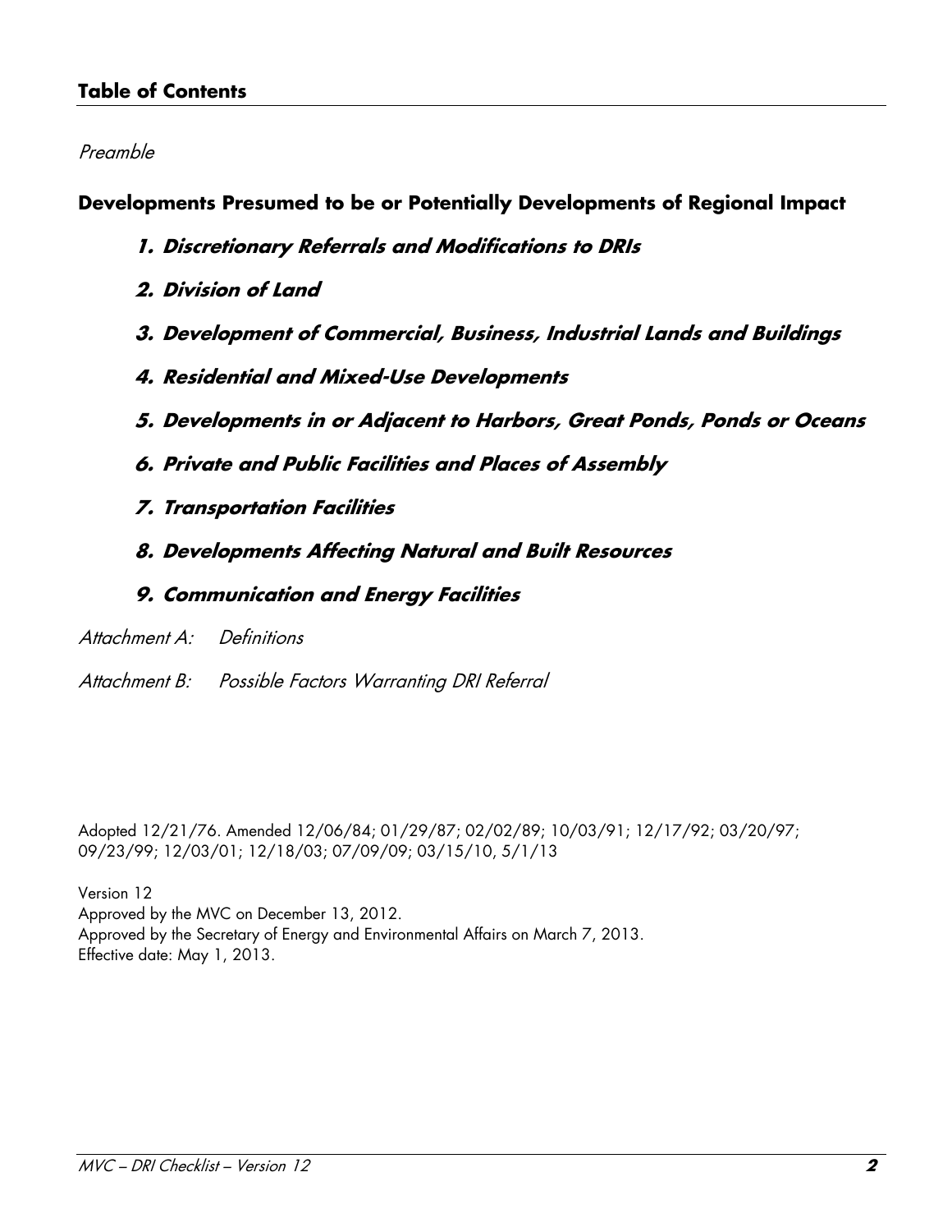## Table of Contents

*Preamble*

**Developments Presumed to be or Potentially Developments of Regional Impact**

1. ***Discretionary Referrals and Modifications to DRIs***
2. ***Division of Land***
3. ***Development of Commercial, Business, Industrial Lands and Buildings***
4. ***Residential and Mixed-Use Developments***
5. ***Developments in or Adjacent to Harbors, Great Ponds, Ponds or Oceans***
6. ***Private and Public Facilities and Places of Assembly***
7. ***Transportation Facilities***
8. ***Developments Affecting Natural and Built Resources***
9. ***Communication and Energy Facilities***

*Attachment A: Definitions*

*Attachment B: Possible Factors Warranting DRI Referral*

Adopted 12/21/76. Amended 12/06/84; 01/29/87; 02/02/89; 10/03/91; 12/17/92; 03/20/97; 09/23/99; 12/03/01; 12/18/03; 07/09/09; 03/15/10, 5/1/13

Version 12
Approved by the MVC on December 13, 2012.
Approved by the Secretary of Energy and Environmental Affairs on March 7, 2013.
Effective date: May 1, 2013.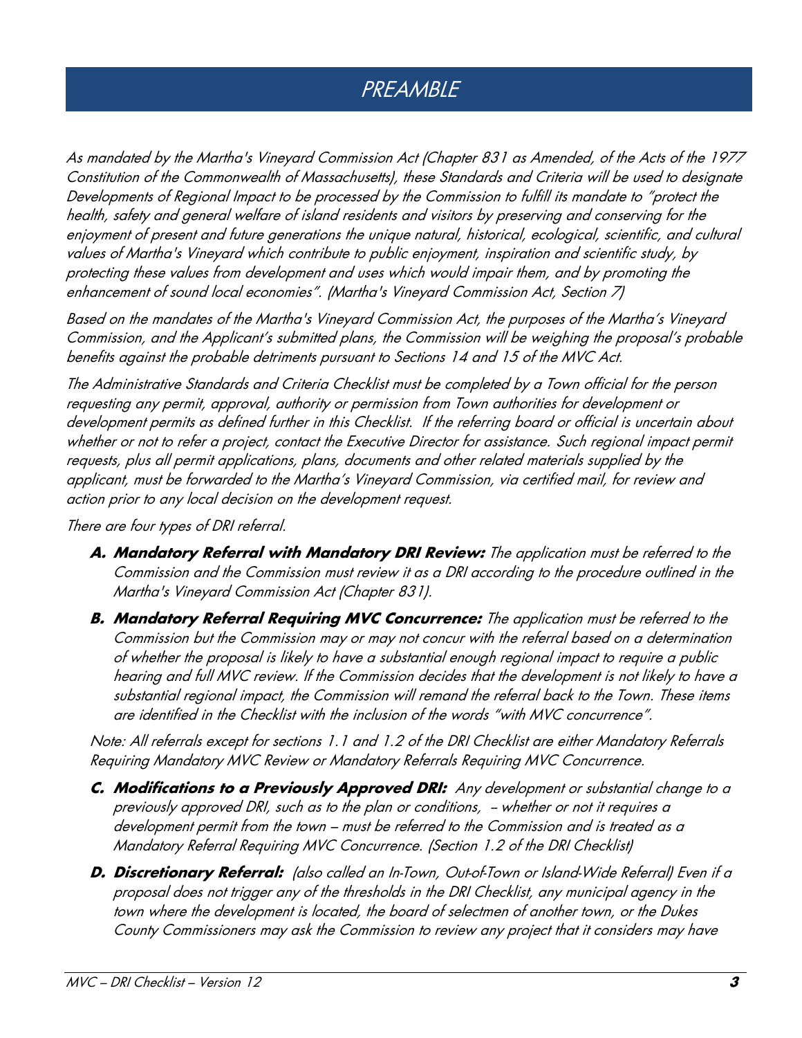# PREAMBLE

*As mandated by the Martha's Vineyard Commission Act (Chapter 831 as Amended, of the Acts of the 1977 Constitution of the Commonwealth of Massachusetts), these Standards and Criteria will be used to designate Developments of Regional Impact to be processed by the Commission to fulfill its mandate to "protect the health, safety and general welfare of island residents and visitors by preserving and conserving for the enjoyment of present and future generations the unique natural, historical, ecological, scientific, and cultural values of Martha's Vineyard which contribute to public enjoyment, inspiration and scientific study, by protecting these values from development and uses which would impair them, and by promoting the enhancement of sound local economies". (Martha's Vineyard Commission Act, Section 7)*

*Based on the mandates of the Martha's Vineyard Commission Act, the purposes of the Martha's Vineyard Commission, and the Applicant's submitted plans, the Commission will be weighing the proposal's probable benefits against the probable detriments pursuant to Sections 14 and 15 of the MVC Act.*

*The Administrative Standards and Criteria Checklist must be completed by a Town official for the person requesting any permit, approval, authority or permission from Town authorities for development or development permits as defined further in this Checklist. If the referring board or official is uncertain about whether or not to refer a project, contact the Executive Director for assistance. Such regional impact permit requests, plus all permit applications, plans, documents and other related materials supplied by the applicant, must be forwarded to the Martha's Vineyard Commission, via certified mail, for review and action prior to any local decision on the development request.*

*There are four types of DRI referral.*

- **A. Mandatory Referral with Mandatory DRI Review:** *The application must be referred to the Commission and the Commission must review it as a DRI according to the procedure outlined in the Martha's Vineyard Commission Act (Chapter 831).*
- **B. Mandatory Referral Requiring MVC Concurrence:** *The application must be referred to the Commission but the Commission may or may not concur with the referral based on a determination of whether the proposal is likely to have a substantial enough regional impact to require a public hearing and full MVC review. If the Commission decides that the development is not likely to have a substantial regional impact, the Commission will remand the referral back to the Town. These items are identified in the Checklist with the inclusion of the words "with MVC concurrence".*

*Note: All referrals except for sections 1.1 and 1.2 of the DRI Checklist are either Mandatory Referrals Requiring Mandatory MVC Review or Mandatory Referrals Requiring MVC Concurrence.*

- **C. Modifications to a Previously Approved DRI:** *Any development or substantial change to a previously approved DRI, such as to the plan or conditions, – whether or not it requires a development permit from the town – must be referred to the Commission and is treated as a Mandatory Referral Requiring MVC Concurrence. (Section 1.2 of the DRI Checklist)*
- **D. Discretionary Referral:** *(also called an In-Town, Out-of-Town or Island-Wide Referral) Even if a proposal does not trigger any of the thresholds in the DRI Checklist, any municipal agency in the town where the development is located, the board of selectmen of another town, or the Dukes County Commissioners may ask the Commission to review any project that it considers may have*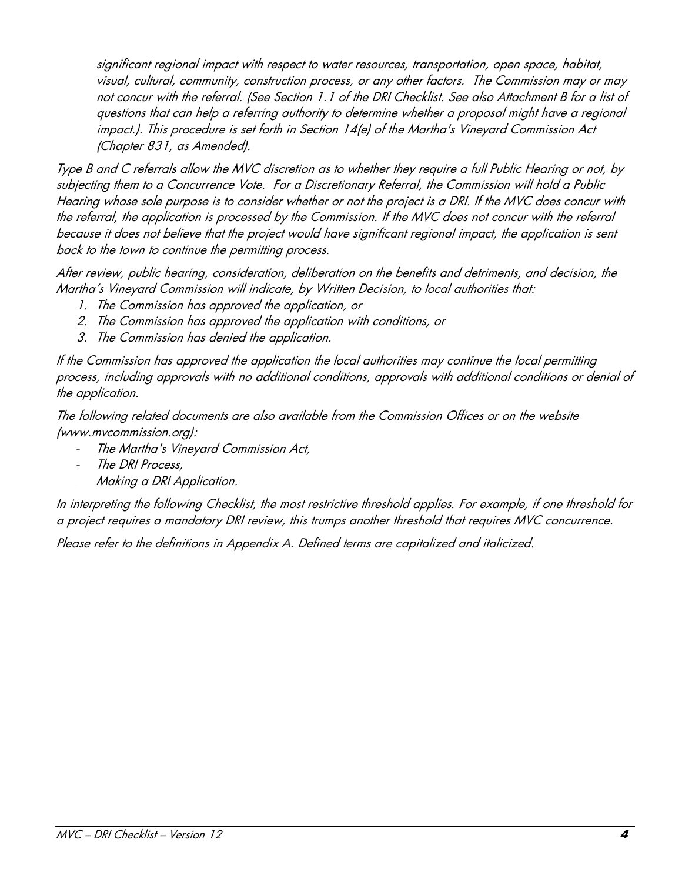*significant regional impact with respect to water resources, transportation, open space, habitat, visual, cultural, community, construction process, or any other factors. The Commission may or may not concur with the referral. (See Section 1.1 of the DRI Checklist. See also Attachment B for a list of questions that can help a referring authority to determine whether a proposal might have a regional impact.). This procedure is set forth in Section 14(e) of the Martha's Vineyard Commission Act (Chapter 831, as Amended).*

*Type B and C referrals allow the MVC discretion as to whether they require a full Public Hearing or not, by subjecting them to a Concurrence Vote. For a Discretionary Referral, the Commission will hold a Public Hearing whose sole purpose is to consider whether or not the project is a DRI. If the MVC does concur with the referral, the application is processed by the Commission. If the MVC does not concur with the referral because it does not believe that the project would have significant regional impact, the application is sent back to the town to continue the permitting process.*

*After review, public hearing, consideration, deliberation on the benefits and detriments, and decision, the Martha's Vineyard Commission will indicate, by Written Decision, to local authorities that:*

1. *The Commission has approved the application, or*
2. *The Commission has approved the application with conditions, or*
3. *The Commission has denied the application.*

*If the Commission has approved the application the local authorities may continue the local permitting process, including approvals with no additional conditions, approvals with additional conditions or denial of the application.*

*The following related documents are also available from the Commission Offices or on the website (www.mvcommission.org):*

- *The Martha's Vineyard Commission Act,*
- *The DRI Process,*
  *Making a DRI Application.*

*In interpreting the following Checklist, the most restrictive threshold applies. For example, if one threshold for a project requires a mandatory DRI review, this trumps another threshold that requires MVC concurrence.*

*Please refer to the definitions in Appendix A. Defined terms are capitalized and italicized.*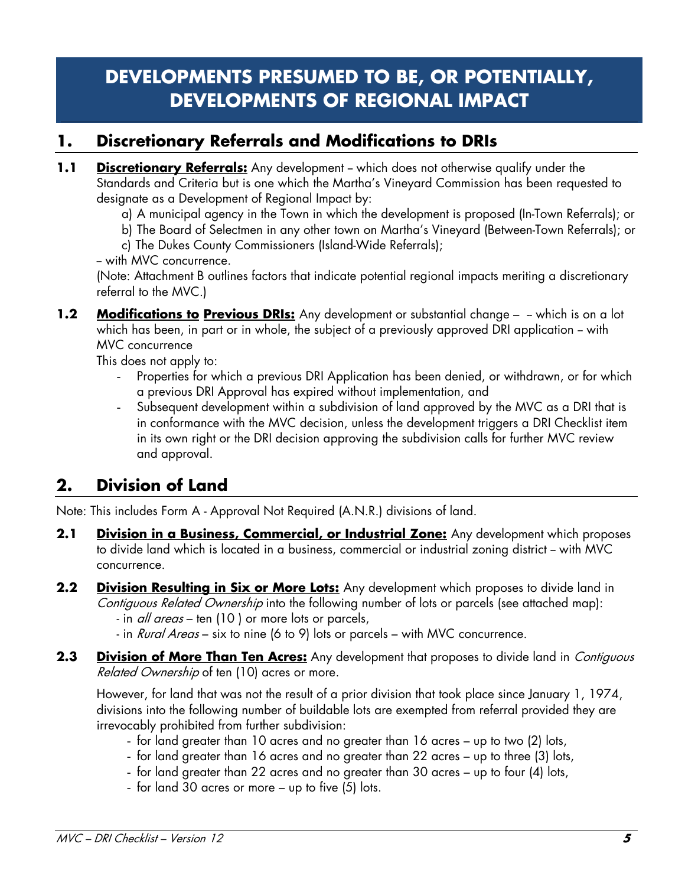# DEVELOPMENTS PRESUMED TO BE, OR POTENTIALLY, DEVELOPMENTS OF REGIONAL IMPACT

## 1. Discretionary Referrals and Modifications to DRIs

**1.1** **Discretionary Referrals:** Any development – which does not otherwise qualify under the Standards and Criteria but is one which the Martha's Vineyard Commission has been requested to designate as a Development of Regional Impact by:

a) A municipal agency in the Town in which the development is proposed (In-Town Referrals); or

b) The Board of Selectmen in any other town on Martha's Vineyard (Between-Town Referrals); or

c) The Dukes County Commissioners (Island-Wide Referrals);

– with MVC concurrence.

(Note: Attachment B outlines factors that indicate potential regional impacts meriting a discretionary referral to the MVC.)

**1.2** **Modifications to Previous DRIs:** Any development or substantial change – – which is on a lot which has been, in part or in whole, the subject of a previously approved DRI application – with MVC concurrence

This does not apply to:

- Properties for which a previous DRI Application has been denied, or withdrawn, or for which a previous DRI Approval has expired without implementation, and
- Subsequent development within a subdivision of land approved by the MVC as a DRI that is in conformance with the MVC decision, unless the development triggers a DRI Checklist item in its own right or the DRI decision approving the subdivision calls for further MVC review and approval.

## 2. Division of Land

Note: This includes Form A - Approval Not Required (A.N.R.) divisions of land.

**2.1** **Division in a Business, Commercial, or Industrial Zone:** Any development which proposes to divide land which is located in a business, commercial or industrial zoning district – with MVC concurrence.

**2.2** **Division Resulting in Six or More Lots:** Any development which proposes to divide land in *Contiguous Related Ownership* into the following number of lots or parcels (see attached map):

- in *all areas* – ten (10 ) or more lots or parcels,
- in *Rural Areas* – six to nine (6 to 9) lots or parcels – with MVC concurrence.

**2.3** **Division of More Than Ten Acres:** Any development that proposes to divide land in *Contiguous Related Ownership* of ten (10) acres or more.

However, for land that was not the result of a prior division that took place since January 1, 1974, divisions into the following number of buildable lots are exempted from referral provided they are irrevocably prohibited from further subdivision:

- for land greater than 10 acres and no greater than 16 acres – up to two (2) lots,
- for land greater than 16 acres and no greater than 22 acres – up to three (3) lots,
- for land greater than 22 acres and no greater than 30 acres – up to four (4) lots,
- for land 30 acres or more – up to five (5) lots.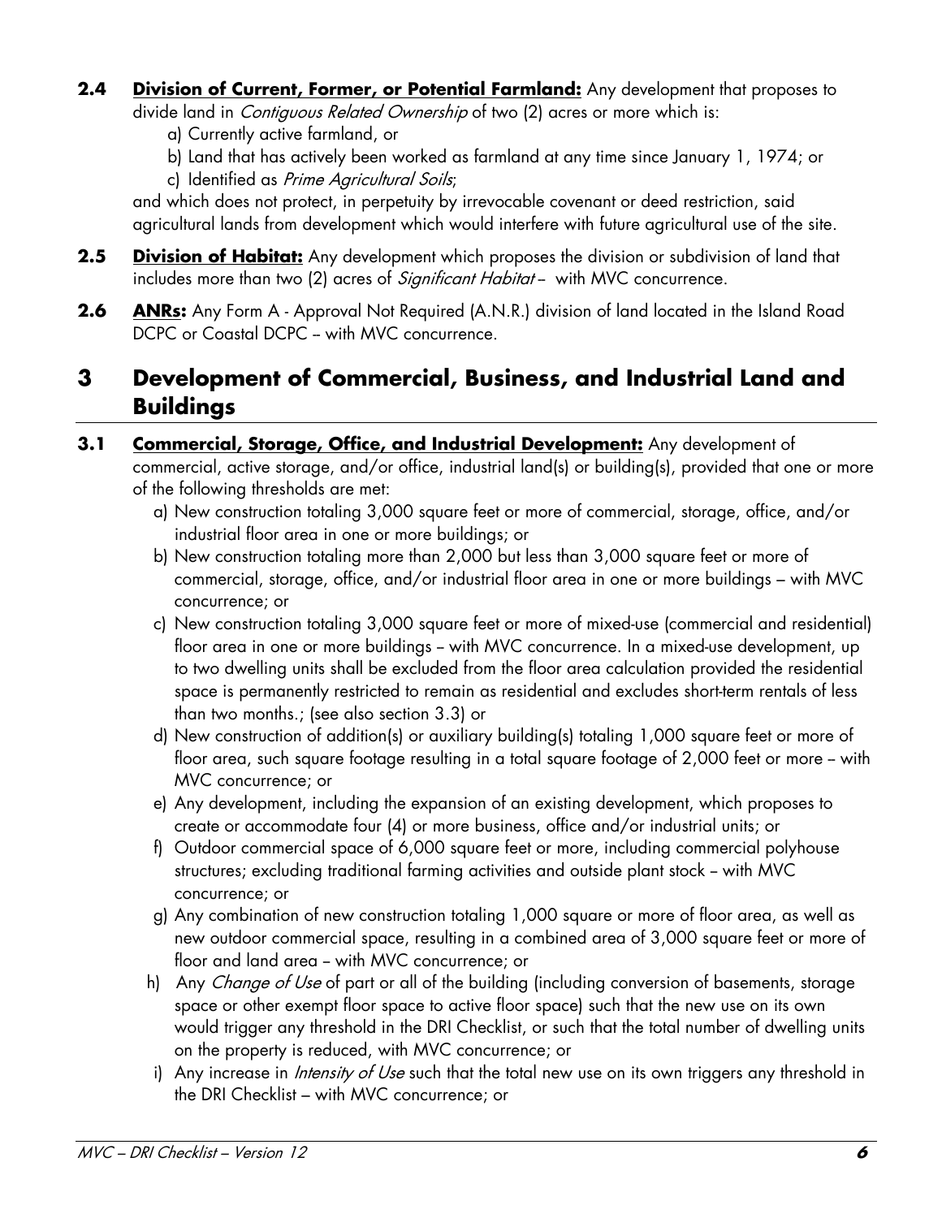**2.4** **Division of Current, Former, or Potential Farmland:** Any development that proposes to divide land in *Contiguous Related Ownership* of two (2) acres or more which is:

a) Currently active farmland, or

b) Land that has actively been worked as farmland at any time since January 1, 1974; or

c) Identified as *Prime Agricultural Soils*;

and which does not protect, in perpetuity by irrevocable covenant or deed restriction, said agricultural lands from development which would interfere with future agricultural use of the site.

**2.5** **Division of Habitat:** Any development which proposes the division or subdivision of land that includes more than two (2) acres of *Significant Habitat* – with MVC concurrence.

**2.6** **ANRs:** Any Form A - Approval Not Required (A.N.R.) division of land located in the Island Road DCPC or Coastal DCPC – with MVC concurrence.

# 3 Development of Commercial, Business, and Industrial Land and Buildings

**3.1** **Commercial, Storage, Office, and Industrial Development:** Any development of commercial, active storage, and/or office, industrial land(s) or building(s), provided that one or more of the following thresholds are met:

a) New construction totaling 3,000 square feet or more of commercial, storage, office, and/or industrial floor area in one or more buildings; or

b) New construction totaling more than 2,000 but less than 3,000 square feet or more of commercial, storage, office, and/or industrial floor area in one or more buildings – with MVC concurrence; or

c) New construction totaling 3,000 square feet or more of mixed-use (commercial and residential) floor area in one or more buildings – with MVC concurrence. In a mixed-use development, up to two dwelling units shall be excluded from the floor area calculation provided the residential space is permanently restricted to remain as residential and excludes short-term rentals of less than two months.; (see also section 3.3) or

d) New construction of addition(s) or auxiliary building(s) totaling 1,000 square feet or more of floor area, such square footage resulting in a total square footage of 2,000 feet or more – with MVC concurrence; or

e) Any development, including the expansion of an existing development, which proposes to create or accommodate four (4) or more business, office and/or industrial units; or

f) Outdoor commercial space of 6,000 square feet or more, including commercial polyhouse structures; excluding traditional farming activities and outside plant stock – with MVC concurrence; or

g) Any combination of new construction totaling 1,000 square or more of floor area, as well as new outdoor commercial space, resulting in a combined area of 3,000 square feet or more of floor and land area – with MVC concurrence; or

h) Any *Change of Use* of part or all of the building (including conversion of basements, storage space or other exempt floor space to active floor space) such that the new use on its own would trigger any threshold in the DRI Checklist, or such that the total number of dwelling units on the property is reduced, with MVC concurrence; or

i) Any increase in *Intensity of Use* such that the total new use on its own triggers any threshold in the DRI Checklist – with MVC concurrence; or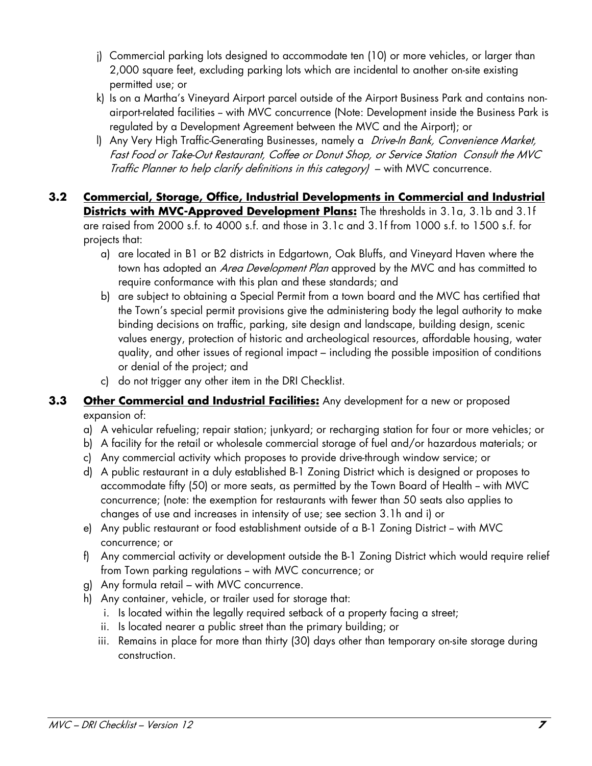j) Commercial parking lots designed to accommodate ten (10) or more vehicles, or larger than 2,000 square feet, excluding parking lots which are incidental to another on-site existing permitted use; or
k) Is on a Martha's Vineyard Airport parcel outside of the Airport Business Park and contains non-airport-related facilities – with MVC concurrence (Note: Development inside the Business Park is regulated by a Development Agreement between the MVC and the Airport); or
l) Any Very High Traffic-Generating Businesses, namely a *Drive-In Bank, Convenience Market, Fast Food or Take-Out Restaurant, Coffee or Donut Shop, or Service Station Consult the MVC Traffic Planner to help clarify definitions in this category)* – with MVC concurrence.

**3.2 Commercial, Storage, Office, Industrial Developments in Commercial and Industrial Districts with MVC-Approved Development Plans:** The thresholds in 3.1a, 3.1b and 3.1f are raised from 2000 s.f. to 4000 s.f. and those in 3.1c and 3.1f from 1000 s.f. to 1500 s.f. for projects that:

a) are located in B1 or B2 districts in Edgartown, Oak Bluffs, and Vineyard Haven where the town has adopted an *Area Development Plan* approved by the MVC and has committed to require conformance with this plan and these standards; and
b) are subject to obtaining a Special Permit from a town board and the MVC has certified that the Town's special permit provisions give the administering body the legal authority to make binding decisions on traffic, parking, site design and landscape, building design, scenic values energy, protection of historic and archeological resources, affordable housing, water quality, and other issues of regional impact – including the possible imposition of conditions or denial of the project; and
c) do not trigger any other item in the DRI Checklist.

**3.3 Other Commercial and Industrial Facilities:** Any development for a new or proposed expansion of:

a) A vehicular refueling; repair station; junkyard; or recharging station for four or more vehicles; or
b) A facility for the retail or wholesale commercial storage of fuel and/or hazardous materials; or
c) Any commercial activity which proposes to provide drive-through window service; or
d) A public restaurant in a duly established B-1 Zoning District which is designed or proposes to accommodate fifty (50) or more seats, as permitted by the Town Board of Health – with MVC concurrence; (note: the exemption for restaurants with fewer than 50 seats also applies to changes of use and increases in intensity of use; see section 3.1h and i) or
e) Any public restaurant or food establishment outside of a B-1 Zoning District – with MVC concurrence; or
f) Any commercial activity or development outside the B-1 Zoning District which would require relief from Town parking regulations – with MVC concurrence; or
g) Any formula retail – with MVC concurrence.
h) Any container, vehicle, or trailer used for storage that:
   i. Is located within the legally required setback of a property facing a street;
   ii. Is located nearer a public street than the primary building; or
   iii. Remains in place for more than thirty (30) days other than temporary on-site storage during construction.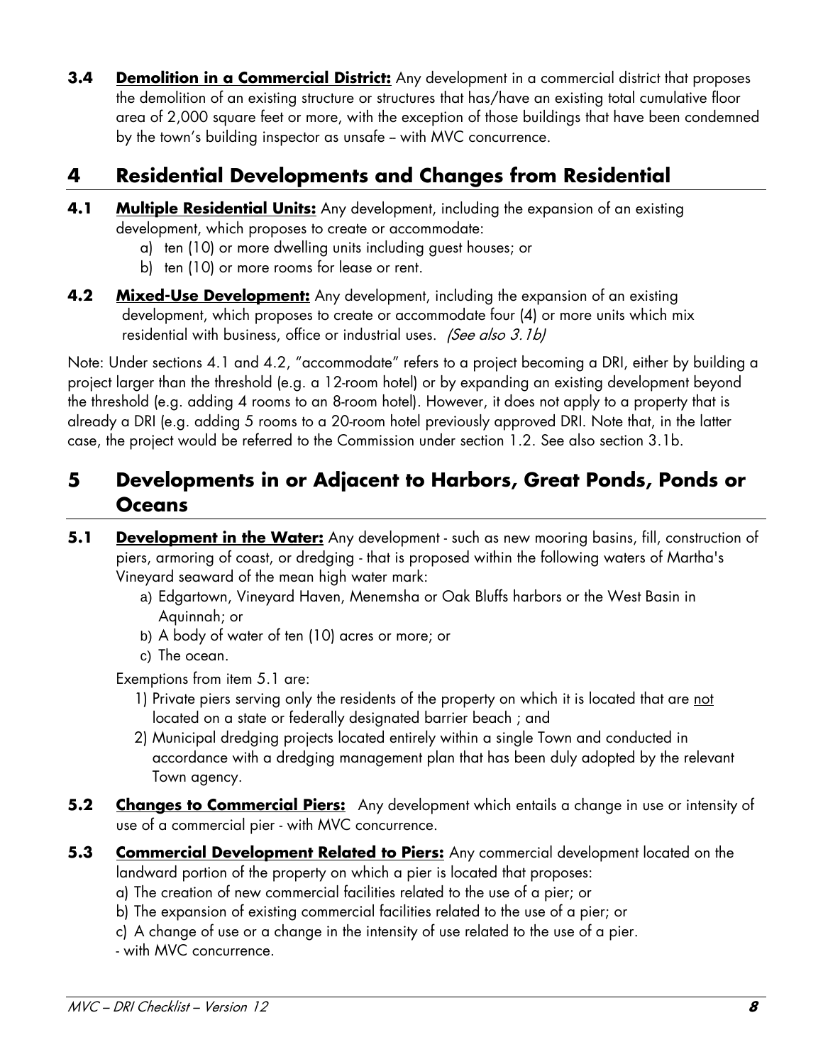**3.4** **Demolition in a Commercial District:** Any development in a commercial district that proposes the demolition of an existing structure or structures that has/have an existing total cumulative floor area of 2,000 square feet or more, with the exception of those buildings that have been condemned by the town's building inspector as unsafe – with MVC concurrence.

## 4 Residential Developments and Changes from Residential

**4.1** **Multiple Residential Units:** Any development, including the expansion of an existing development, which proposes to create or accommodate:

a) ten (10) or more dwelling units including guest houses; or
b) ten (10) or more rooms for lease or rent.

**4.2** **Mixed-Use Development:** Any development, including the expansion of an existing development, which proposes to create or accommodate four (4) or more units which mix residential with business, office or industrial uses. *(See also 3.1b)*

Note: Under sections 4.1 and 4.2, "accommodate" refers to a project becoming a DRI, either by building a project larger than the threshold (e.g. a 12-room hotel) or by expanding an existing development beyond the threshold (e.g. adding 4 rooms to an 8-room hotel). However, it does not apply to a property that is already a DRI (e.g. adding 5 rooms to a 20-room hotel previously approved DRI. Note that, in the latter case, the project would be referred to the Commission under section 1.2. See also section 3.1b.

## 5 Developments in or Adjacent to Harbors, Great Ponds, Ponds or Oceans

**5.1** **Development in the Water:** Any development - such as new mooring basins, fill, construction of piers, armoring of coast, or dredging - that is proposed within the following waters of Martha's Vineyard seaward of the mean high water mark:

a) Edgartown, Vineyard Haven, Menemsha or Oak Bluffs harbors or the West Basin in Aquinnah; or
b) A body of water of ten (10) acres or more; or
c) The ocean.

Exemptions from item 5.1 are:

1) Private piers serving only the residents of the property on which it is located that are not located on a state or federally designated barrier beach ; and
2) Municipal dredging projects located entirely within a single Town and conducted in accordance with a dredging management plan that has been duly adopted by the relevant Town agency.

**5.2** **Changes to Commercial Piers:** Any development which entails a change in use or intensity of use of a commercial pier - with MVC concurrence.

**5.3** **Commercial Development Related to Piers:** Any commercial development located on the landward portion of the property on which a pier is located that proposes:

a) The creation of new commercial facilities related to the use of a pier; or
b) The expansion of existing commercial facilities related to the use of a pier; or
c) A change of use or a change in the intensity of use related to the use of a pier.

- with MVC concurrence.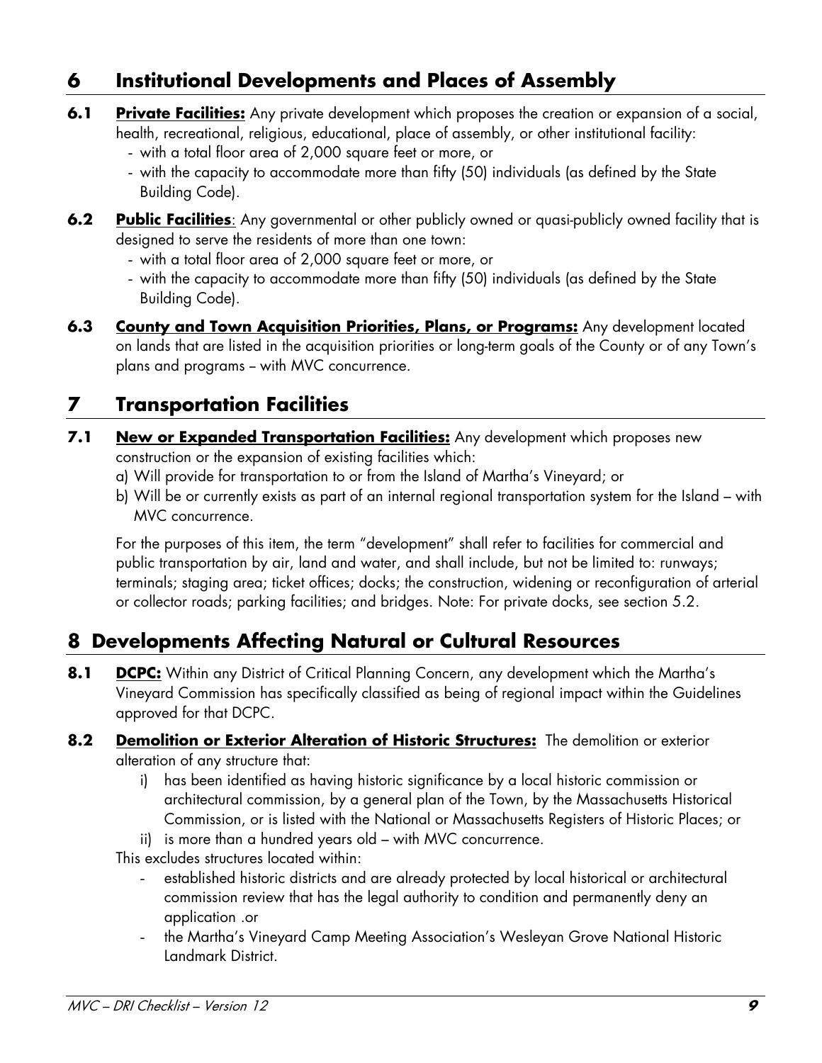## 6 Institutional Developments and Places of Assembly

**6.1** **<u>Private Facilities:</u>** Any private development which proposes the creation or expansion of a social, health, recreational, religious, educational, place of assembly, or other institutional facility:
- with a total floor area of 2,000 square feet or more, or
- with the capacity to accommodate more than fifty (50) individuals (as defined by the State Building Code).

**6.2** **<u>Public Facilities</u>**: Any governmental or other publicly owned or quasi-publicly owned facility that is designed to serve the residents of more than one town:
- with a total floor area of 2,000 square feet or more, or
- with the capacity to accommodate more than fifty (50) individuals (as defined by the State Building Code).

**6.3** **<u>County and Town Acquisition Priorities, Plans, or Programs:</u>** Any development located on lands that are listed in the acquisition priorities or long-term goals of the County or of any Town's plans and programs – with MVC concurrence.

## 7 Transportation Facilities

**7.1** **<u>New or Expanded Transportation Facilities:</u>** Any development which proposes new construction or the expansion of existing facilities which:

a) Will provide for transportation to or from the Island of Martha's Vineyard; or

b) Will be or currently exists as part of an internal regional transportation system for the Island – with MVC concurrence.

For the purposes of this item, the term "development" shall refer to facilities for commercial and public transportation by air, land and water, and shall include, but not be limited to: runways; terminals; staging area; ticket offices; docks; the construction, widening or reconfiguration of arterial or collector roads; parking facilities; and bridges. Note: For private docks, see section 5.2.

## 8 Developments Affecting Natural or Cultural Resources

**8.1** **<u>DCPC:</u>** Within any District of Critical Planning Concern, any development which the Martha's Vineyard Commission has specifically classified as being of regional impact within the Guidelines approved for that DCPC.

**8.2** **<u>Demolition or Exterior Alteration of Historic Structures:</u>** The demolition or exterior alteration of any structure that:

i) has been identified as having historic significance by a local historic commission or architectural commission, by a general plan of the Town, by the Massachusetts Historical Commission, or is listed with the National or Massachusetts Registers of Historic Places; or

ii) is more than a hundred years old – with MVC concurrence.

This excludes structures located within:
- established historic districts and are already protected by local historical or architectural commission review that has the legal authority to condition and permanently deny an application .or
- the Martha's Vineyard Camp Meeting Association's Wesleyan Grove National Historic Landmark District.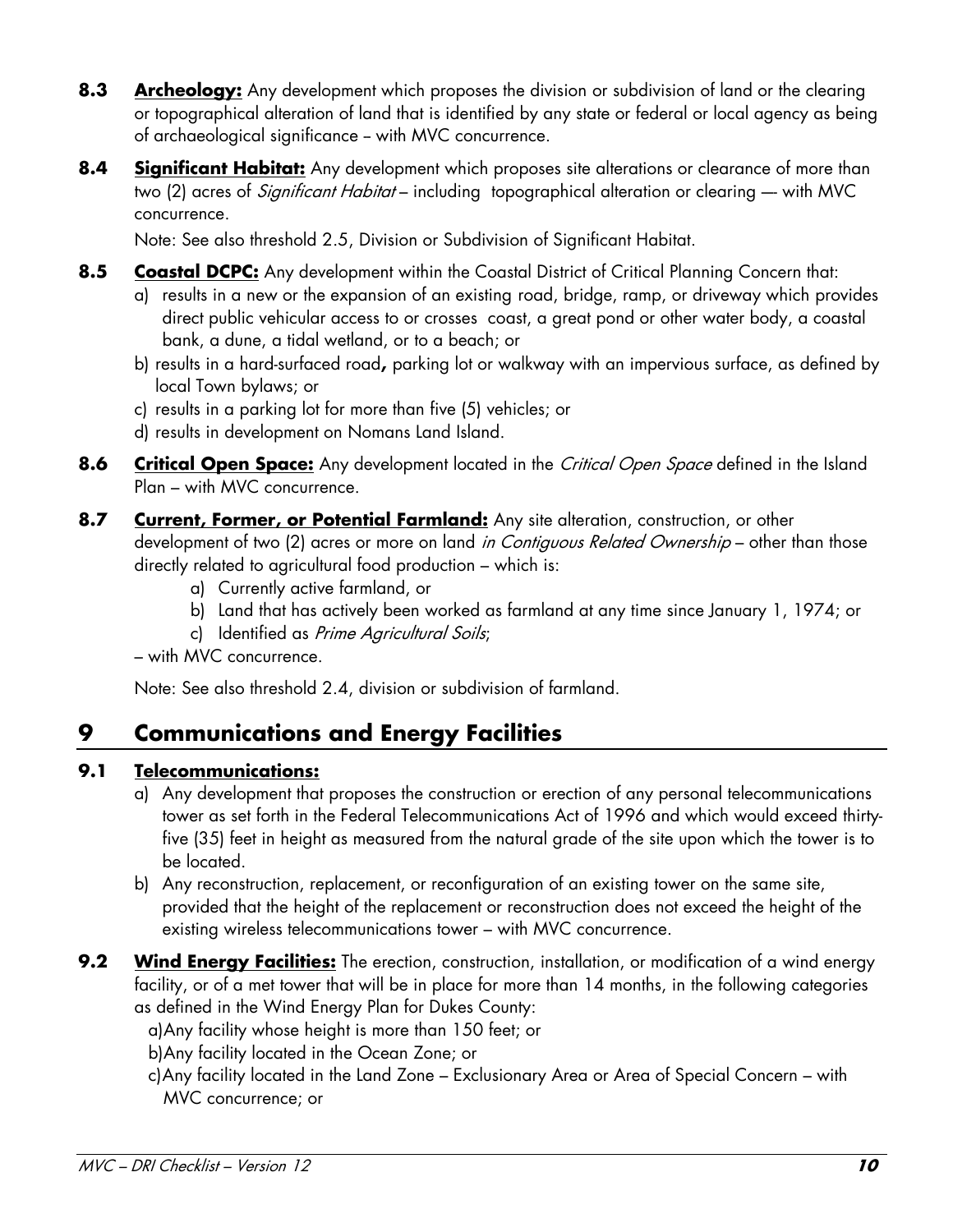**8.3 Archeology:** Any development which proposes the division or subdivision of land or the clearing or topographical alteration of land that is identified by any state or federal or local agency as being of archaeological significance – with MVC concurrence.

**8.4 Significant Habitat:** Any development which proposes site alterations or clearance of more than two (2) acres of *Significant Habitat* – including topographical alteration or clearing –- with MVC concurrence.

Note: See also threshold 2.5, Division or Subdivision of Significant Habitat.

**8.5 Coastal DCPC:** Any development within the Coastal District of Critical Planning Concern that:

a) results in a new or the expansion of an existing road, bridge, ramp, or driveway which provides direct public vehicular access to or crosses coast, a great pond or other water body, a coastal bank, a dune, a tidal wetland, or to a beach; or

b) results in a hard-surfaced road**,** parking lot or walkway with an impervious surface, as defined by local Town bylaws; or

c) results in a parking lot for more than five (5) vehicles; or

d) results in development on Nomans Land Island.

**8.6 Critical Open Space:** Any development located in the *Critical Open Space* defined in the Island Plan – with MVC concurrence.

**8.7 Current, Former, or Potential Farmland:** Any site alteration, construction, or other development of two (2) acres or more on land *in Contiguous Related Ownership* – other than those directly related to agricultural food production – which is:

a) Currently active farmland, or

b) Land that has actively been worked as farmland at any time since January 1, 1974; or

c) Identified as *Prime Agricultural Soils*;

– with MVC concurrence.

Note: See also threshold 2.4, division or subdivision of farmland.

# 9 Communications and Energy Facilities

**9.1 Telecommunications:**

a) Any development that proposes the construction or erection of any personal telecommunications tower as set forth in the Federal Telecommunications Act of 1996 and which would exceed thirty-five (35) feet in height as measured from the natural grade of the site upon which the tower is to be located.

b) Any reconstruction, replacement, or reconfiguration of an existing tower on the same site, provided that the height of the replacement or reconstruction does not exceed the height of the existing wireless telecommunications tower – with MVC concurrence.

**9.2 Wind Energy Facilities:** The erection, construction, installation, or modification of a wind energy facility, or of a met tower that will be in place for more than 14 months, in the following categories as defined in the Wind Energy Plan for Dukes County:

a) Any facility whose height is more than 150 feet; or

b) Any facility located in the Ocean Zone; or

c) Any facility located in the Land Zone – Exclusionary Area or Area of Special Concern – with MVC concurrence; or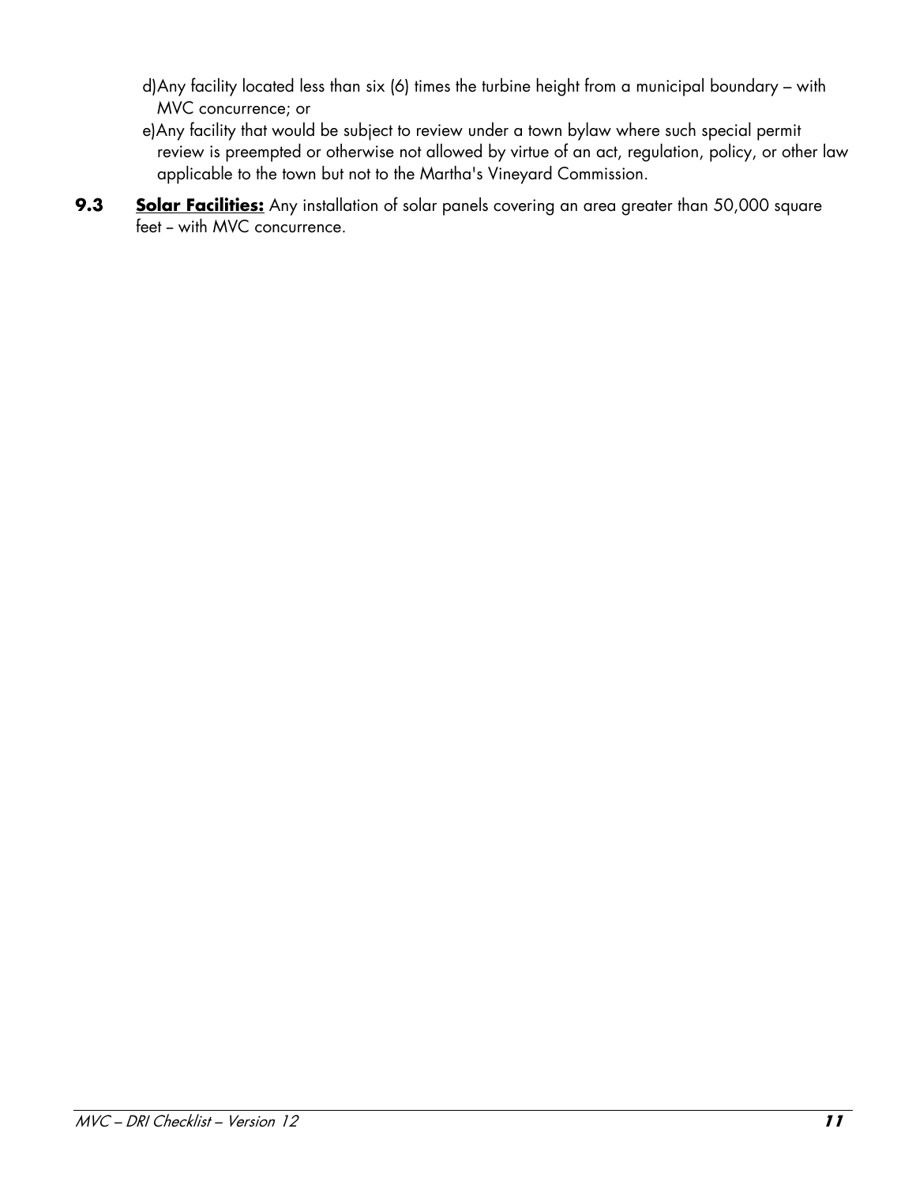d)Any facility located less than six (6) times the turbine height from a municipal boundary – with MVC concurrence; or

e)Any facility that would be subject to review under a town bylaw where such special permit review is preempted or otherwise not allowed by virtue of an act, regulation, policy, or other law applicable to the town but not to the Martha's Vineyard Commission.

**9.3** **<u>Solar Facilities:</u>** Any installation of solar panels covering an area greater than 50,000 square feet – with MVC concurrence.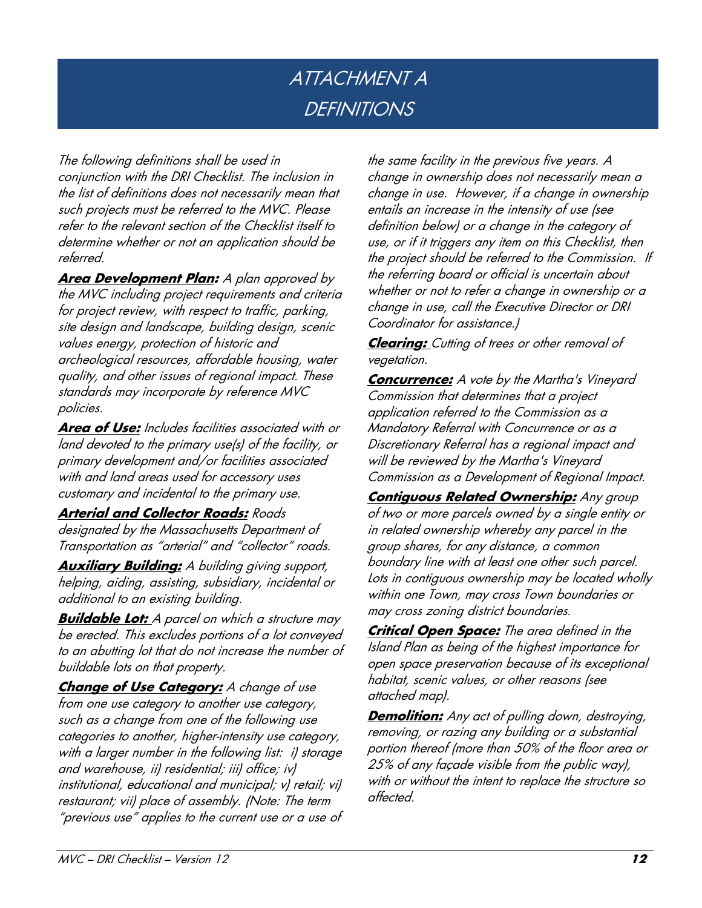# ATTACHMENT A
# DEFINITIONS

*The following definitions shall be used in conjunction with the DRI Checklist. The inclusion in the list of definitions does not necessarily mean that such projects must be referred to the MVC. Please refer to the relevant section of the Checklist itself to determine whether or not an application should be referred.*

***Area Development Plan:*** *A plan approved by the MVC including project requirements and criteria for project review, with respect to traffic, parking, site design and landscape, building design, scenic values energy, protection of historic and archeological resources, affordable housing, water quality, and other issues of regional impact. These standards may incorporate by reference MVC policies.*

***Area of Use:*** *Includes facilities associated with or land devoted to the primary use(s) of the facility, or primary development and/or facilities associated with and land areas used for accessory uses customary and incidental to the primary use.*

***Arterial and Collector Roads:*** *Roads designated by the Massachusetts Department of Transportation as "arterial" and "collector" roads.*

***Auxiliary Building:*** *A building giving support, helping, aiding, assisting, subsidiary, incidental or additional to an existing building.*

***Buildable Lot:*** *A parcel on which a structure may be erected. This excludes portions of a lot conveyed to an abutting lot that do not increase the number of buildable lots on that property.*

***Change of Use Category:*** *A change of use from one use category to another use category, such as a change from one of the following use categories to another, higher-intensity use category, with a larger number in the following list: i) storage and warehouse, ii) residential; iii) office; iv) institutional, educational and municipal; v) retail; vi) restaurant; vii) place of assembly. (Note: The term "previous use" applies to the current use or a use of the same facility in the previous five years. A change in ownership does not necessarily mean a change in use. However, if a change in ownership entails an increase in the intensity of use (see definition below) or a change in the category of use, or if it triggers any item on this Checklist, then the project should be referred to the Commission. If the referring board or official is uncertain about whether or not to refer a change in ownership or a change in use, call the Executive Director or DRI Coordinator for assistance.)*

***Clearing:*** *Cutting of trees or other removal of vegetation.*

***Concurrence:*** *A vote by the Martha's Vineyard Commission that determines that a project application referred to the Commission as a Mandatory Referral with Concurrence or as a Discretionary Referral has a regional impact and will be reviewed by the Martha's Vineyard Commission as a Development of Regional Impact.*

***Contiguous Related Ownership:*** *Any group of two or more parcels owned by a single entity or in related ownership whereby any parcel in the group shares, for any distance, a common boundary line with at least one other such parcel. Lots in contiguous ownership may be located wholly within one Town, may cross Town boundaries or may cross zoning district boundaries.*

***Critical Open Space:*** *The area defined in the Island Plan as being of the highest importance for open space preservation because of its exceptional habitat, scenic values, or other reasons (see attached map).*

***Demolition:*** *Any act of pulling down, destroying, removing, or razing any building or a substantial portion thereof (more than 50% of the floor area or 25% of any façade visible from the public way), with or without the intent to replace the structure so affected.*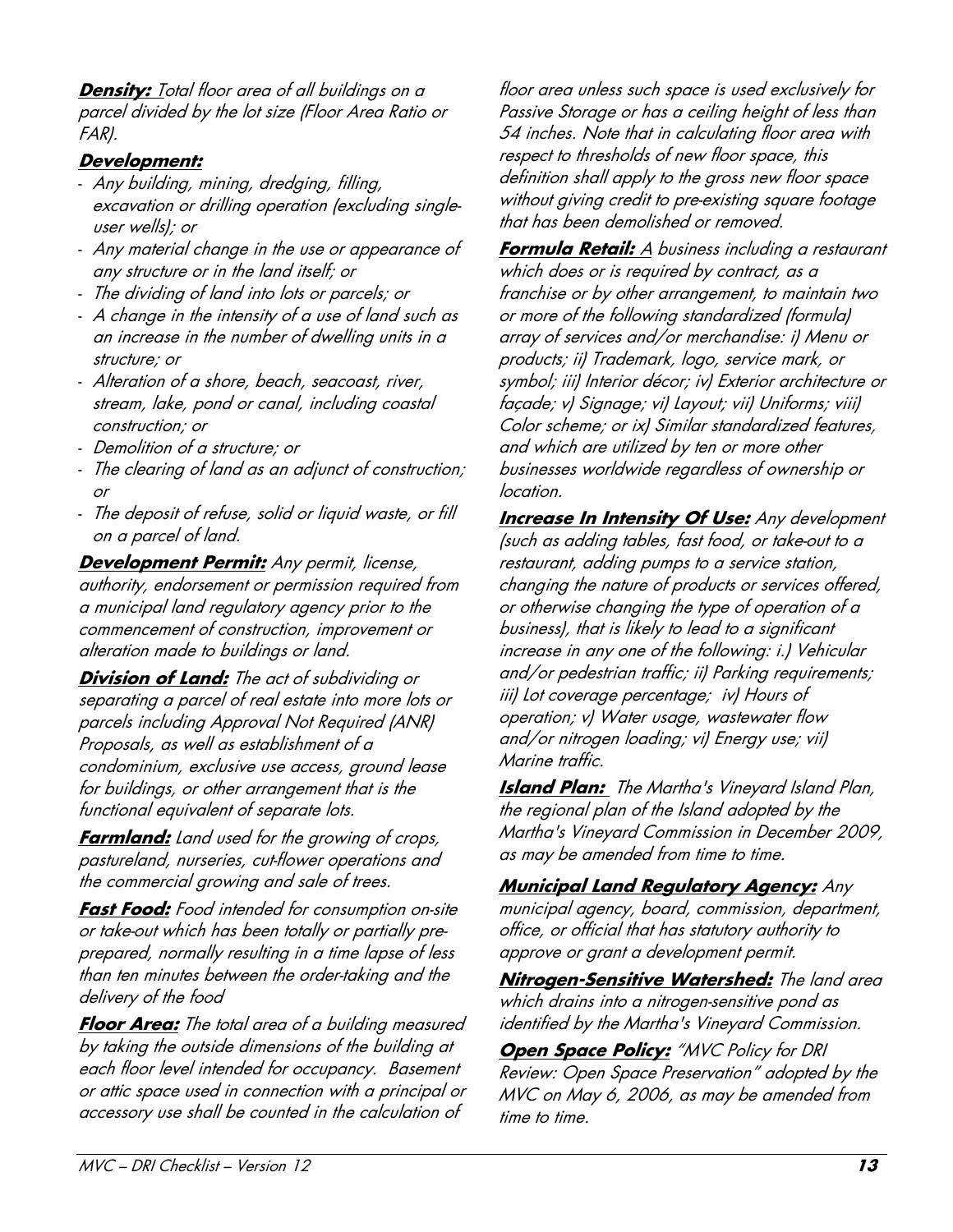**Density:** Total floor area of all buildings on a parcel divided by the lot size (Floor Area Ratio or FAR).

**Development:**

- Any building, mining, dredging, filling, excavation or drilling operation (excluding single-user wells); or
- Any material change in the use or appearance of any structure or in the land itself; or
- The dividing of land into lots or parcels; or
- A change in the intensity of a use of land such as an increase in the number of dwelling units in a structure; or
- Alteration of a shore, beach, seacoast, river, stream, lake, pond or canal, including coastal construction; or
- Demolition of a structure; or
- The clearing of land as an adjunct of construction; or
- The deposit of refuse, solid or liquid waste, or fill on a parcel of land.

**Development Permit:** Any permit, license, authority, endorsement or permission required from a municipal land regulatory agency prior to the commencement of construction, improvement or alteration made to buildings or land.

**Division of Land:** The act of subdividing or separating a parcel of real estate into more lots or parcels including Approval Not Required (ANR) Proposals, as well as establishment of a condominium, exclusive use access, ground lease for buildings, or other arrangement that is the functional equivalent of separate lots.

**Farmland:** Land used for the growing of crops, pastureland, nurseries, cut-flower operations and the commercial growing and sale of trees.

**Fast Food:** Food intended for consumption on-site or take-out which has been totally or partially pre-prepared, normally resulting in a time lapse of less than ten minutes between the order-taking and the delivery of the food

**Floor Area:** The total area of a building measured by taking the outside dimensions of the building at each floor level intended for occupancy. Basement or attic space used in connection with a principal or accessory use shall be counted in the calculation of floor area unless such space is used exclusively for Passive Storage or has a ceiling height of less than 54 inches. Note that in calculating floor area with respect to thresholds of new floor space, this definition shall apply to the gross new floor space without giving credit to pre-existing square footage that has been demolished or removed.

**Formula Retail:** A business including a restaurant which does or is required by contract, as a franchise or by other arrangement, to maintain two or more of the following standardized (formula) array of services and/or merchandise: i) Menu or products; ii) Trademark, logo, service mark, or symbol; iii) Interior décor; iv) Exterior architecture or façade; v) Signage; vi) Layout; vii) Uniforms; viii) Color scheme; or ix) Similar standardized features, and which are utilized by ten or more other businesses worldwide regardless of ownership or location.

**Increase In Intensity Of Use:** Any development (such as adding tables, fast food, or take-out to a restaurant, adding pumps to a service station, changing the nature of products or services offered, or otherwise changing the type of operation of a business), that is likely to lead to a significant increase in any one of the following: i.) Vehicular and/or pedestrian traffic; ii) Parking requirements; iii) Lot coverage percentage; iv) Hours of operation; v) Water usage, wastewater flow and/or nitrogen loading; vi) Energy use; vii) Marine traffic.

**Island Plan:** The Martha's Vineyard Island Plan, the regional plan of the Island adopted by the Martha's Vineyard Commission in December 2009, as may be amended from time to time.

**Municipal Land Regulatory Agency:** Any municipal agency, board, commission, department, office, or official that has statutory authority to approve or grant a development permit.

**Nitrogen-Sensitive Watershed:** The land area which drains into a nitrogen-sensitive pond as identified by the Martha's Vineyard Commission.

**Open Space Policy:** "MVC Policy for DRI Review: Open Space Preservation" adopted by the MVC on May 6, 2006, as may be amended from time to time.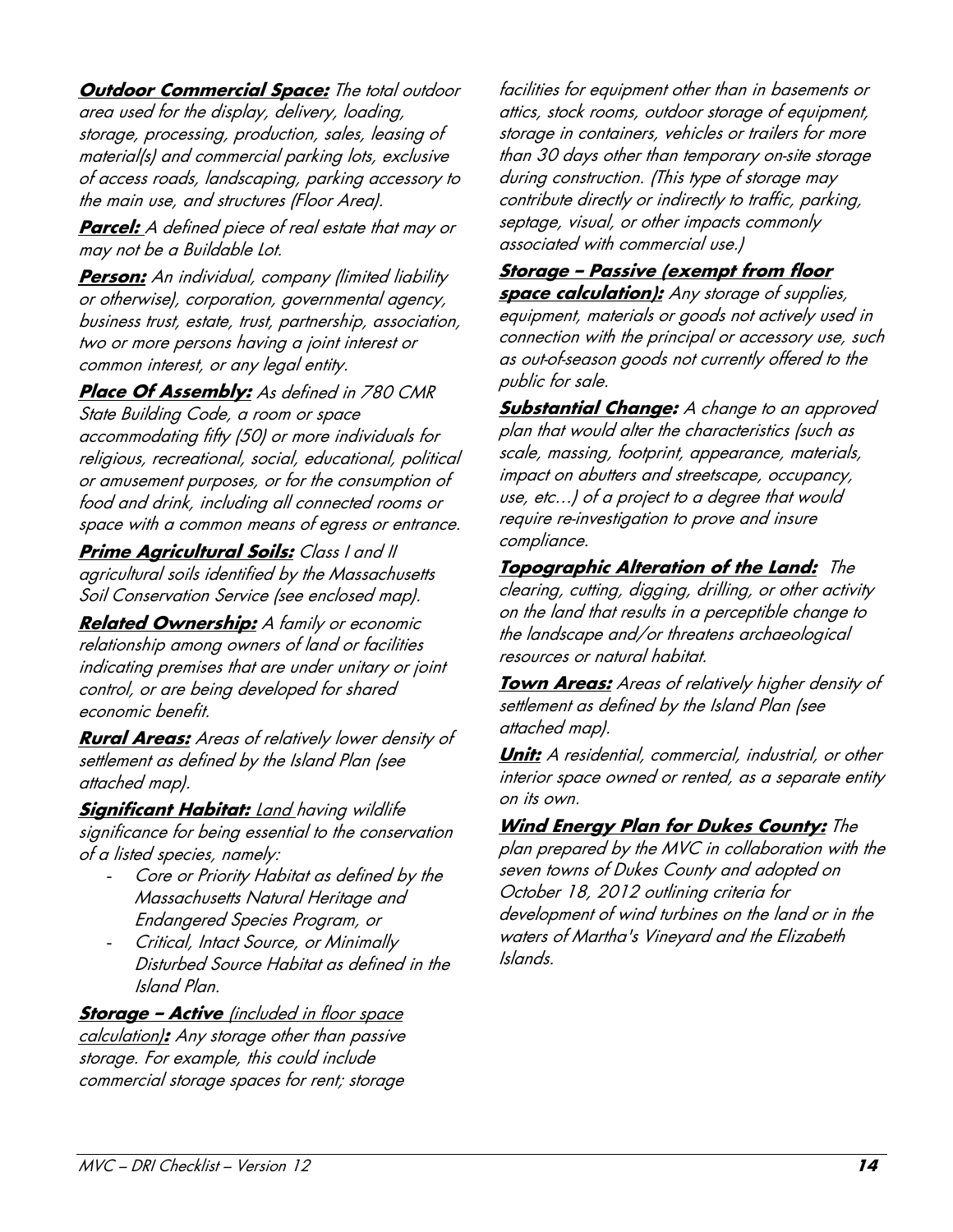***Outdoor Commercial Space:*** *The total outdoor area used for the display, delivery, loading, storage, processing, production, sales, leasing of material(s) and commercial parking lots, exclusive of access roads, landscaping, parking accessory to the main use, and structures (Floor Area).*

***Parcel:*** *A defined piece of real estate that may or may not be a Buildable Lot.*

***Person:*** *An individual, company (limited liability or otherwise), corporation, governmental agency, business trust, estate, trust, partnership, association, two or more persons having a joint interest or common interest, or any legal entity.*

***Place Of Assembly:*** *As defined in 780 CMR State Building Code, a room or space accommodating fifty (50) or more individuals for religious, recreational, social, educational, political or amusement purposes, or for the consumption of food and drink, including all connected rooms or space with a common means of egress or entrance.*

***Prime Agricultural Soils:*** *Class I and II agricultural soils identified by the Massachusetts Soil Conservation Service (see enclosed map).*

***Related Ownership:*** *A family or economic relationship among owners of land or facilities indicating premises that are under unitary or joint control, or are being developed for shared economic benefit.*

***Rural Areas:*** *Areas of relatively lower density of settlement as defined by the Island Plan (see attached map).*

***Significant Habitat:*** *Land having wildlife significance for being essential to the conservation of a listed species, namely:*

- *Core or Priority Habitat as defined by the Massachusetts Natural Heritage and Endangered Species Program, or*
- *Critical, Intact Source, or Minimally Disturbed Source Habitat as defined in the Island Plan.*

***Storage – Active*** *(included in floor space calculation)**:*** *Any storage other than passive storage. For example, this could include commercial storage spaces for rent; storage facilities for equipment other than in basements or attics, stock rooms, outdoor storage of equipment, storage in containers, vehicles or trailers for more than 30 days other than temporary on-site storage during construction. (This type of storage may contribute directly or indirectly to traffic, parking, septage, visual, or other impacts commonly associated with commercial use.)*

***Storage – Passive (exempt from floor space calculation):*** *Any storage of supplies, equipment, materials or goods not actively used in connection with the principal or accessory use, such as out-of-season goods not currently offered to the public for sale.*

***Substantial Change:*** *A change to an approved plan that would alter the characteristics (such as scale, massing, footprint, appearance, materials, impact on abutters and streetscape, occupancy, use, etc…) of a project to a degree that would require re-investigation to prove and insure compliance.*

***Topographic Alteration of the Land:*** *The clearing, cutting, digging, drilling, or other activity on the land that results in a perceptible change to the landscape and/or threatens archaeological resources or natural habitat.*

***Town Areas:*** *Areas of relatively higher density of settlement as defined by the Island Plan (see attached map).*

***Unit:*** *A residential, commercial, industrial, or other interior space owned or rented, as a separate entity on its own.*

***Wind Energy Plan for Dukes County:*** *The plan prepared by the MVC in collaboration with the seven towns of Dukes County and adopted on October 18, 2012 outlining criteria for development of wind turbines on the land or in the waters of Martha's Vineyard and the Elizabeth Islands.*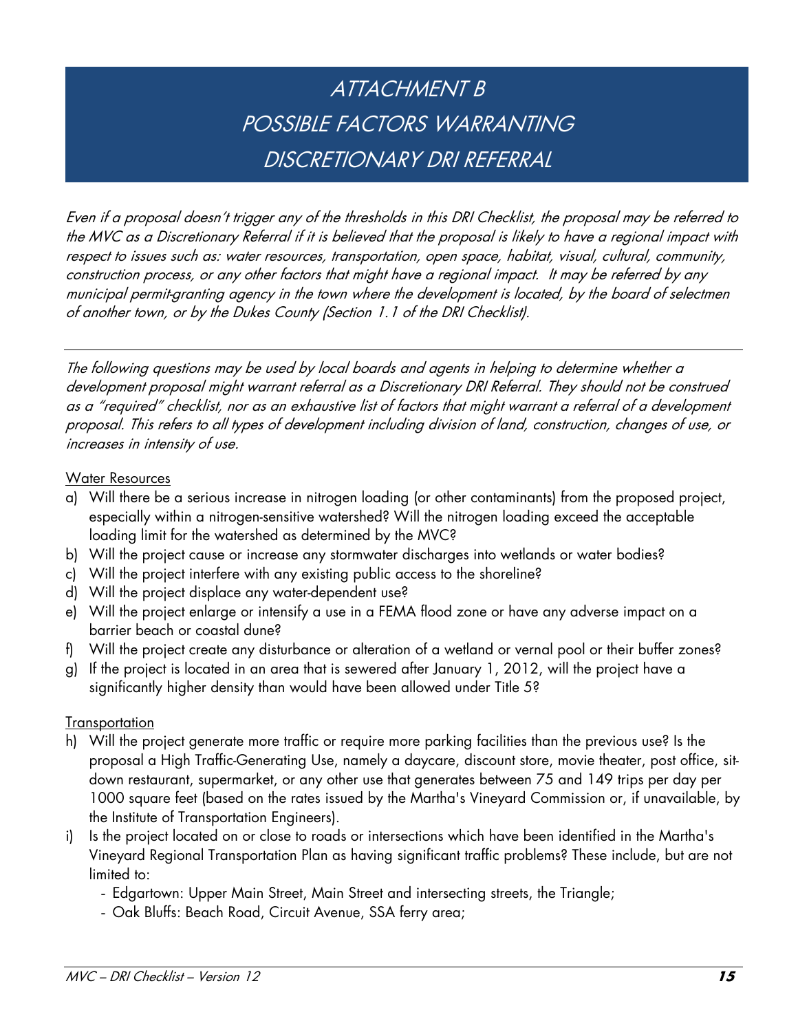# ATTACHMENT B
# POSSIBLE FACTORS WARRANTING DISCRETIONARY DRI REFERRAL

*Even if a proposal doesn't trigger any of the thresholds in this DRI Checklist, the proposal may be referred to the MVC as a Discretionary Referral if it is believed that the proposal is likely to have a regional impact with respect to issues such as: water resources, transportation, open space, habitat, visual, cultural, community, construction process, or any other factors that might have a regional impact. It may be referred by any municipal permit-granting agency in the town where the development is located, by the board of selectmen of another town, or by the Dukes County (Section 1.1 of the DRI Checklist).*

---

*The following questions may be used by local boards and agents in helping to determine whether a development proposal might warrant referral as a Discretionary DRI Referral. They should not be construed as a "required" checklist, nor as an exhaustive list of factors that might warrant a referral of a development proposal. This refers to all types of development including division of land, construction, changes of use, or increases in intensity of use.*

Water Resources

a) Will there be a serious increase in nitrogen loading (or other contaminants) from the proposed project, especially within a nitrogen-sensitive watershed? Will the nitrogen loading exceed the acceptable loading limit for the watershed as determined by the MVC?
b) Will the project cause or increase any stormwater discharges into wetlands or water bodies?
c) Will the project interfere with any existing public access to the shoreline?
d) Will the project displace any water-dependent use?
e) Will the project enlarge or intensify a use in a FEMA flood zone or have any adverse impact on a barrier beach or coastal dune?
f) Will the project create any disturbance or alteration of a wetland or vernal pool or their buffer zones?
g) If the project is located in an area that is sewered after January 1, 2012, will the project have a significantly higher density than would have been allowed under Title 5?

Transportation

h) Will the project generate more traffic or require more parking facilities than the previous use? Is the proposal a High Traffic-Generating Use, namely a daycare, discount store, movie theater, post office, sit-down restaurant, supermarket, or any other use that generates between 75 and 149 trips per day per 1000 square feet (based on the rates issued by the Martha's Vineyard Commission or, if unavailable, by the Institute of Transportation Engineers).
i) Is the project located on or close to roads or intersections which have been identified in the Martha's Vineyard Regional Transportation Plan as having significant traffic problems? These include, but are not limited to:
   - Edgartown: Upper Main Street, Main Street and intersecting streets, the Triangle;
   - Oak Bluffs: Beach Road, Circuit Avenue, SSA ferry area;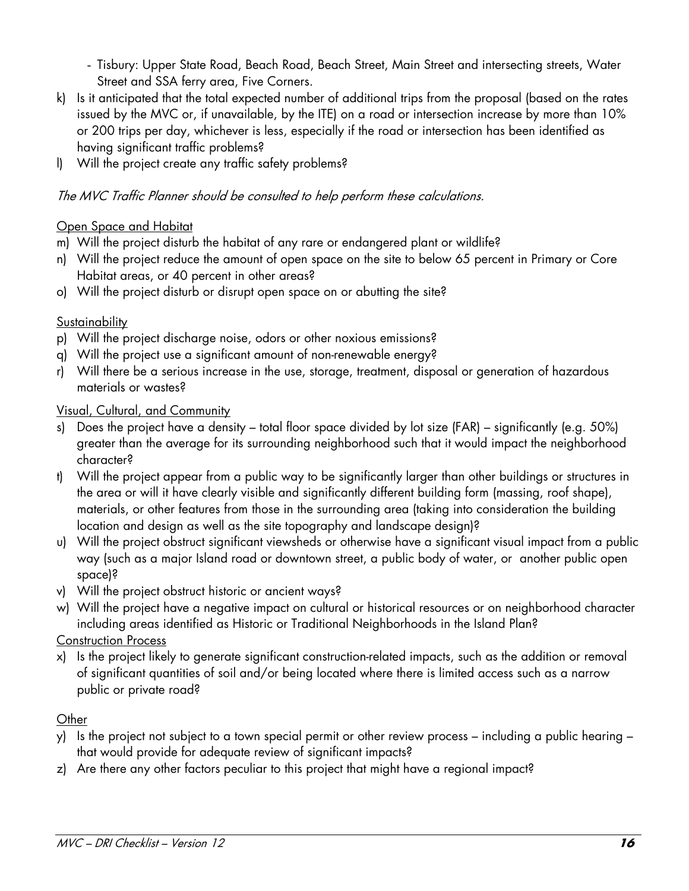- Tisbury: Upper State Road, Beach Road, Beach Street, Main Street and intersecting streets, Water Street and SSA ferry area, Five Corners.

k) Is it anticipated that the total expected number of additional trips from the proposal (based on the rates issued by the MVC or, if unavailable, by the ITE) on a road or intersection increase by more than 10% or 200 trips per day, whichever is less, especially if the road or intersection has been identified as having significant traffic problems?

l) Will the project create any traffic safety problems?

*The MVC Traffic Planner should be consulted to help perform these calculations.*

Open Space and Habitat

m) Will the project disturb the habitat of any rare or endangered plant or wildlife?

n) Will the project reduce the amount of open space on the site to below 65 percent in Primary or Core Habitat areas, or 40 percent in other areas?

o) Will the project disturb or disrupt open space on or abutting the site?

Sustainability

p) Will the project discharge noise, odors or other noxious emissions?

q) Will the project use a significant amount of non-renewable energy?

r) Will there be a serious increase in the use, storage, treatment, disposal or generation of hazardous materials or wastes?

Visual, Cultural, and Community

s) Does the project have a density – total floor space divided by lot size (FAR) – significantly (e.g. 50%) greater than the average for its surrounding neighborhood such that it would impact the neighborhood character?

t) Will the project appear from a public way to be significantly larger than other buildings or structures in the area or will it have clearly visible and significantly different building form (massing, roof shape), materials, or other features from those in the surrounding area (taking into consideration the building location and design as well as the site topography and landscape design)?

u) Will the project obstruct significant viewsheds or otherwise have a significant visual impact from a public way (such as a major Island road or downtown street, a public body of water, or another public open space)?

v) Will the project obstruct historic or ancient ways?

w) Will the project have a negative impact on cultural or historical resources or on neighborhood character including areas identified as Historic or Traditional Neighborhoods in the Island Plan?

Construction Process

x) Is the project likely to generate significant construction-related impacts, such as the addition or removal of significant quantities of soil and/or being located where there is limited access such as a narrow public or private road?

Other

y) Is the project not subject to a town special permit or other review process – including a public hearing – that would provide for adequate review of significant impacts?

z) Are there any other factors peculiar to this project that might have a regional impact?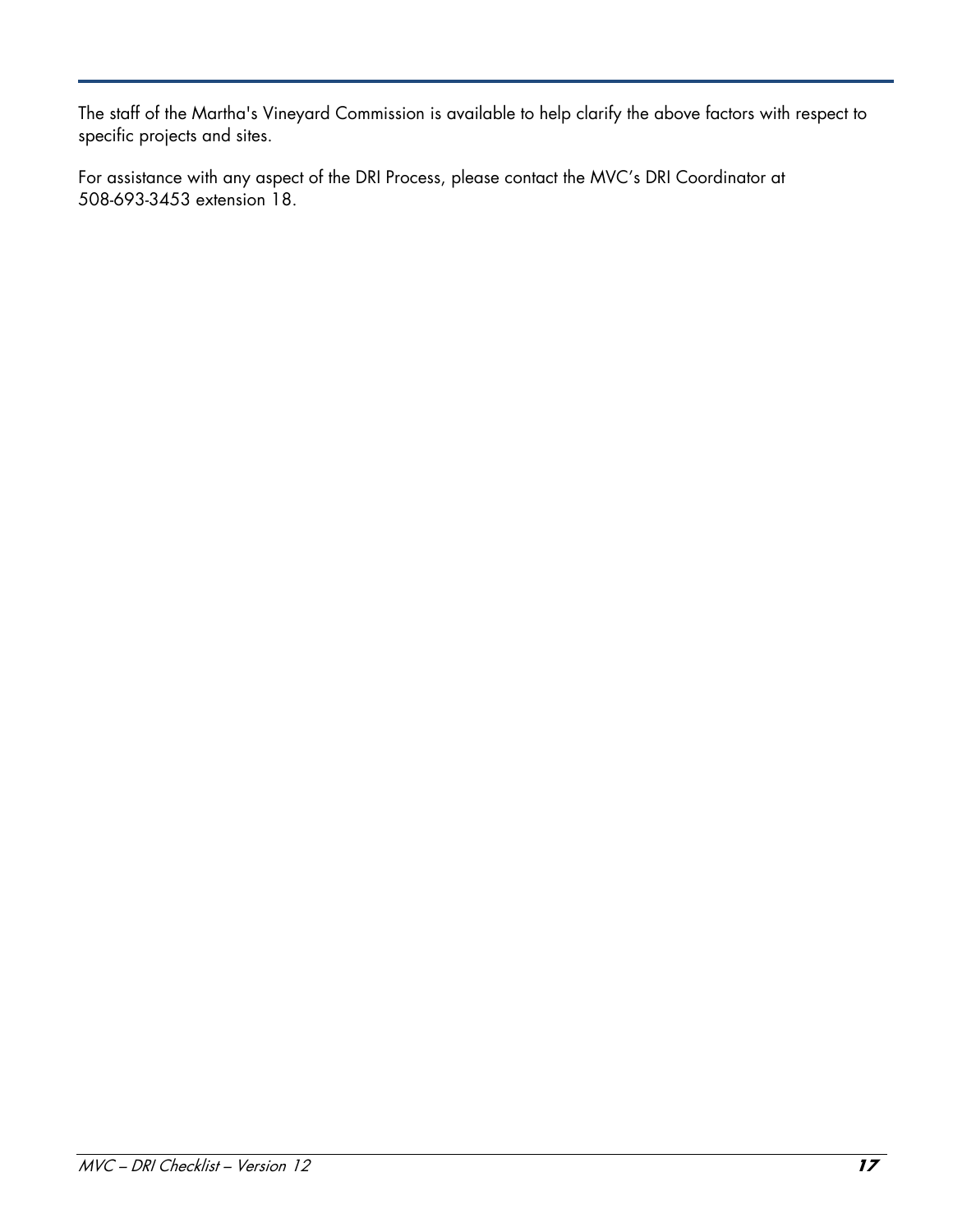The staff of the Martha's Vineyard Commission is available to help clarify the above factors with respect to specific projects and sites.

For assistance with any aspect of the DRI Process, please contact the MVC's DRI Coordinator at 508-693-3453 extension 18.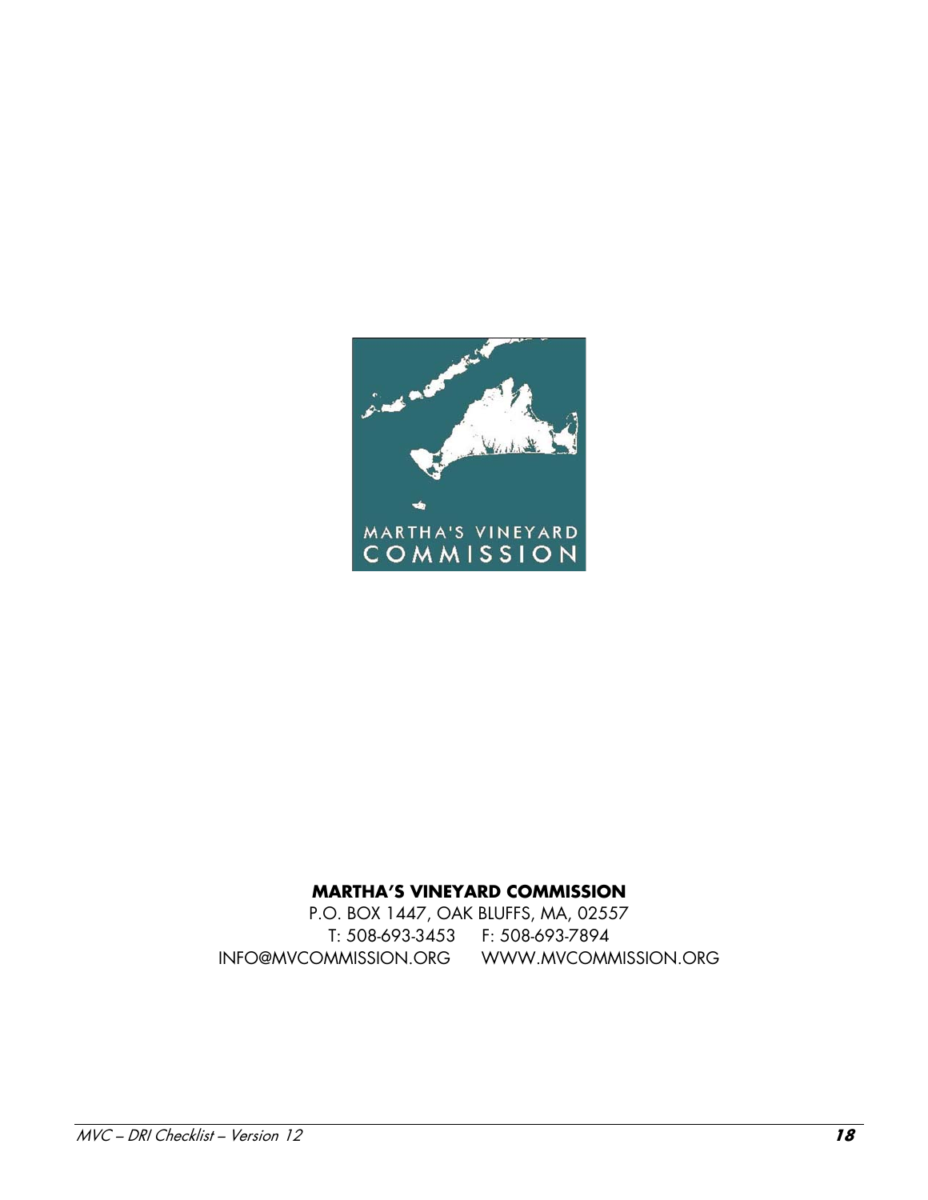**MARTHA'S VINEYARD COMMISSION**

P.O. BOX 1447, OAK BLUFFS, MA, 02557

T: 508-693-3453 F: 508-693-7894

INFO@MVCOMMISSION.ORG WWW.MVCOMMISSION.ORG